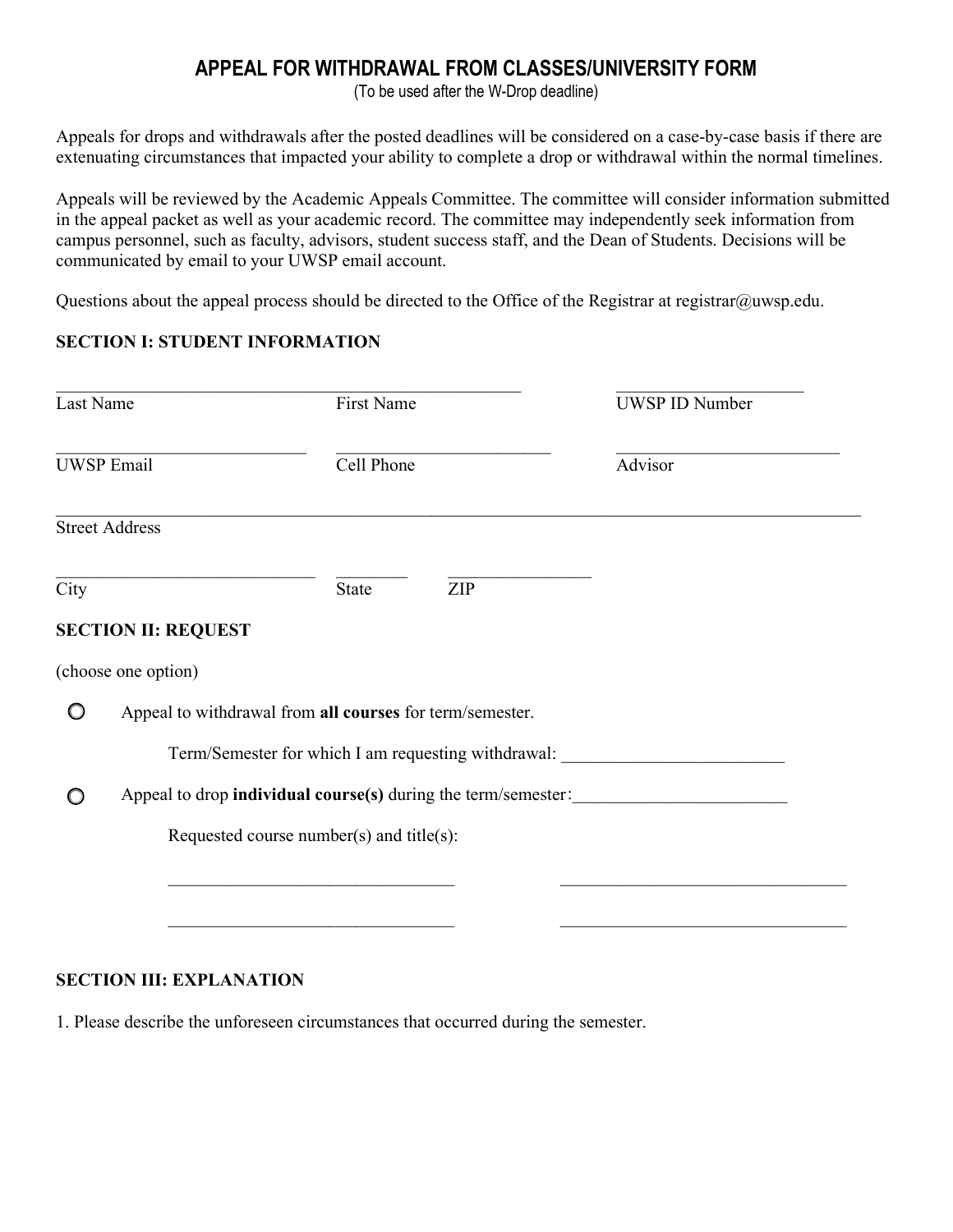# APPEAL FOR WITHDRAWAL FROM CLASSES/UNIVERSITY FORM

(To be used after the W-Drop deadline)

Appeals for drops and withdrawals after the posted deadlines will be considered on a case-by-case basis if there are extenuating circumstances that impacted your ability to complete a drop or withdrawal within the normal timelines.

Appeals will be reviewed by the Academic Appeals Committee. The committee will consider information submitted in the appeal packet as well as your academic record. The committee may independently seek information from campus personnel, such as faculty, advisors, student success staff, and the Dean of Students. Decisions will be communicated by email to your UWSP email account.

Questions about the appeal process should be directed to the Office of the Registrar at registrar@uwsp.edu.

**SECTION I: STUDENT INFORMATION**

______________________________________________________ ______________________

Last Name First Name UWSP ID Number

_____________________________ _________________________ __________________________

UWSP Email Cell Phone Advisor

______________________________________________________________________________________________

Street Address

______________________________ ________ ________________

City State ZIP

**SECTION II: REQUEST**

(choose one option)

○ Appeal to withdrawal from **all courses** for term/semester.

Term/Semester for which I am requesting withdrawal: _________________________

○ Appeal to drop **individual course(s)** during the term/semester:________________________

Requested course number(s) and title(s):

_________________________________ _________________________________

_________________________________ _________________________________

**SECTION III: EXPLANATION**

1. Please describe the unforeseen circumstances that occurred during the semester.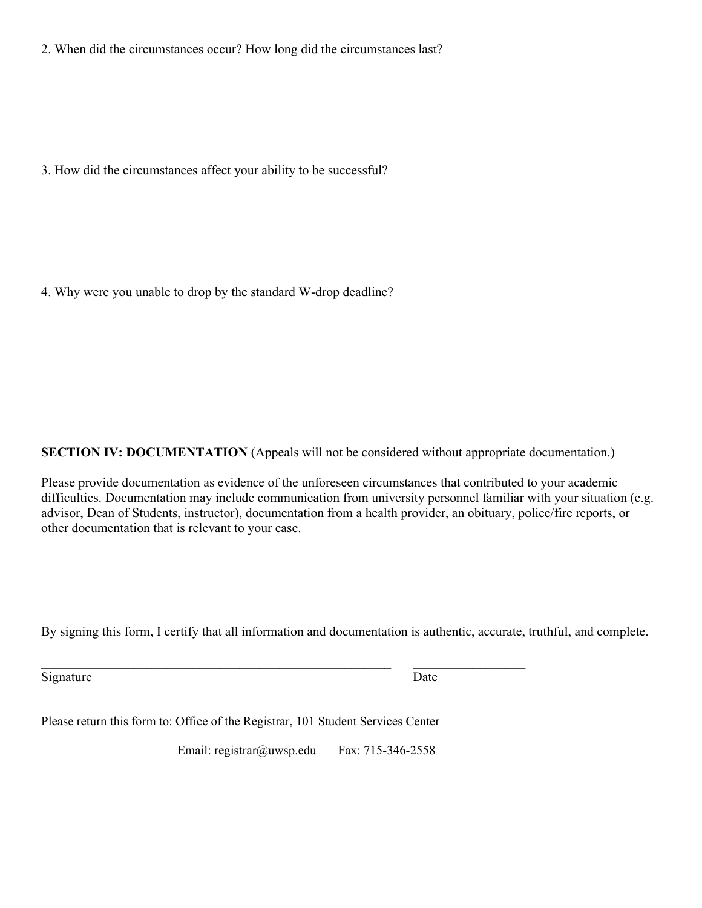2. When did the circumstances occur? How long did the circumstances last?

3. How did the circumstances affect your ability to be successful?

4. Why were you unable to drop by the standard W-drop deadline?

**SECTION IV: DOCUMENTATION** (Appeals <u>will not</u> be considered without appropriate documentation.)

Please provide documentation as evidence of the unforeseen circumstances that contributed to your academic difficulties. Documentation may include communication from university personnel familiar with your situation (e.g. advisor, Dean of Students, instructor), documentation from a health provider, an obituary, police/fire reports, or other documentation that is relevant to your case.

By signing this form, I certify that all information and documentation is authentic, accurate, truthful, and complete.

\_\_\_\_\_\_\_\_\_\_\_\_\_\_\_\_\_\_\_\_\_\_\_\_\_\_\_\_\_\_\_\_\_\_\_\_\_\_\_\_\_\_\_\_\_\_\_\_\_\_\_\_\_\_\_\_ \_\_\_\_\_\_\_\_\_\_\_\_\_\_\_\_\_\_
Signature Date

Please return this form to: Office of the Registrar, 101 Student Services Center

Email: registrar@uwsp.edu Fax: 715-346-2558